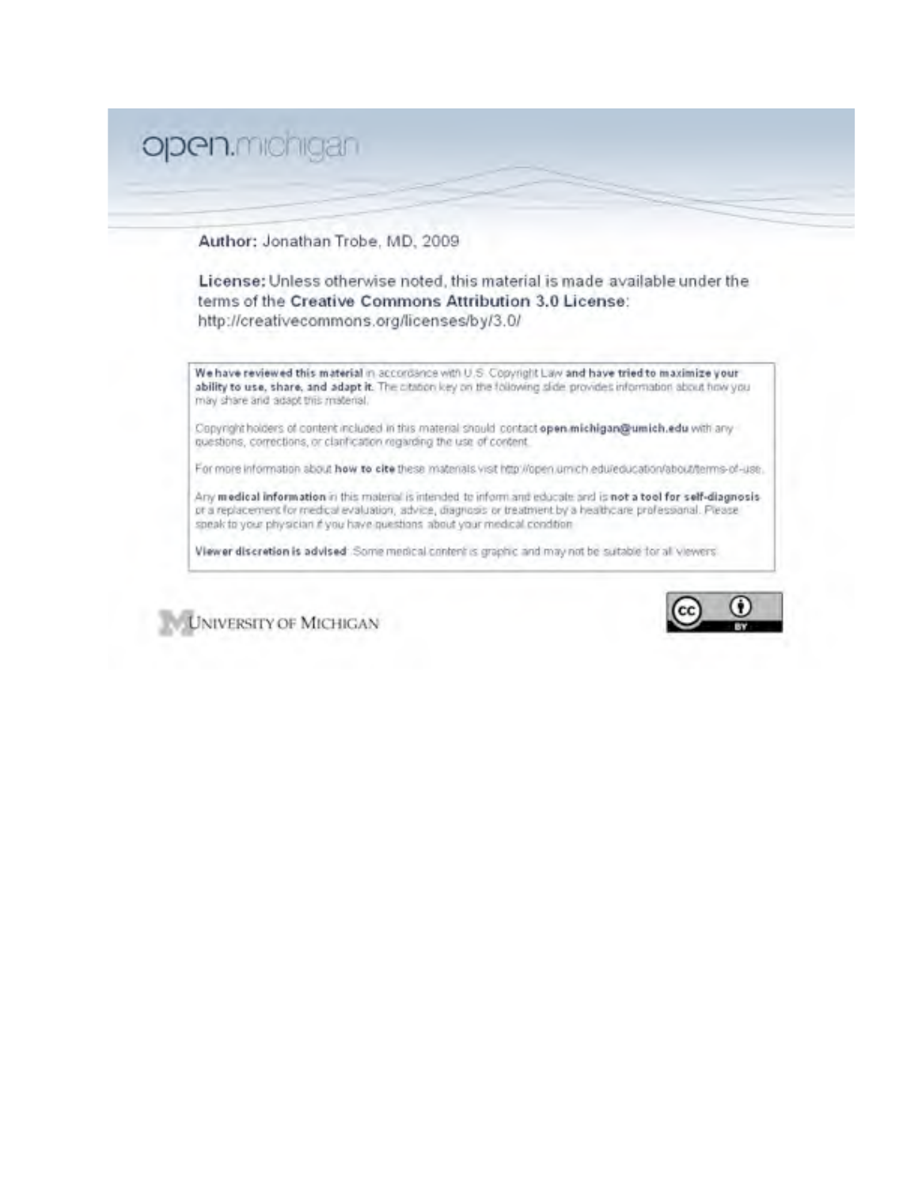open.michigan

**Author:** Jonathan Trobe, MD, 2009

**License:** Unless otherwise noted, this material is made available under the terms of the **Creative Commons Attribution 3.0 License**: http://creativecommons.org/licenses/by/3.0/

**We have reviewed this material** in accordance with U.S. Copyright Law **and have tried to maximize your ability to use, share, and adapt it.** The citation key on the following slide provides information about how you may share and adapt this material.

Copyright holders of content included in this material should contact **open.michigan@umich.edu** with any questions, corrections, or clarification regarding the use of content.

For more information about **how to cite** these materials visit http://open.umich.edu/education/about/terms-of-use.

Any **medical information** in this material is intended to inform and educate and is **not a tool for self-diagnosis** or a replacement for medical evaluation, advice, diagnosis or treatment by a healthcare professional. Please speak to your physician if you have questions about your medical condition.

**Viewer discretion is advised**: Some medical content is graphic and may not be suitable for all viewers.

UNIVERSITY OF MICHIGAN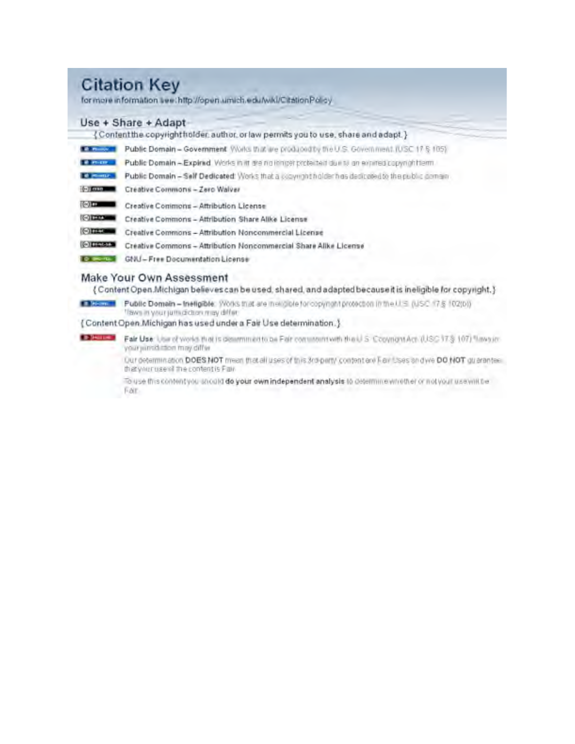# Citation Key

for more information see: http://open.umich.edu/wiki/CitationPolicy

## Use + Share + Adapt

{ Content the copyright holder, author, or law permits you to use, share and adapt. }

- **Public Domain – Government**: Works that are produced by the U.S. Government. (USC 17 § 105)
- **Public Domain – Expired**: Works that are no longer protected due to an expired copyright term.
- **Public Domain – Self Dedicated**: Works that a copyright holder has dedicated to the public domain.
- Creative Commons – Zero Waiver
- Creative Commons – Attribution License
- Creative Commons – Attribution Share Alike License
- Creative Commons – Attribution Noncommercial License
- Creative Commons – Attribution Noncommercial Share Alike License
- GNU – Free Documentation License

## Make Your Own Assessment

{ Content Open.Michigan believes can be used, shared, and adapted because it is ineligible for copyright. }

- **Public Domain – Ineligible**: Works that are ineligible for copyright protection in the U.S. (USC 17 § 102(b)) *laws in your jurisdiction may differ

{ Content Open.Michigan has used under a Fair Use determination. }

- **Fair Use**: Use of works that is determined to be Fair consistent with the U.S. Copyright Act. (USC 17 § 107) *laws in your jurisdiction may differ

  Our determination **DOES NOT** mean that all uses of this 3rd-party content are Fair Uses and we **DO NOT** guarantee that your use of the content is Fair.

  To use this content you should **do your own independent analysis** to determine whether or not your use will be Fair.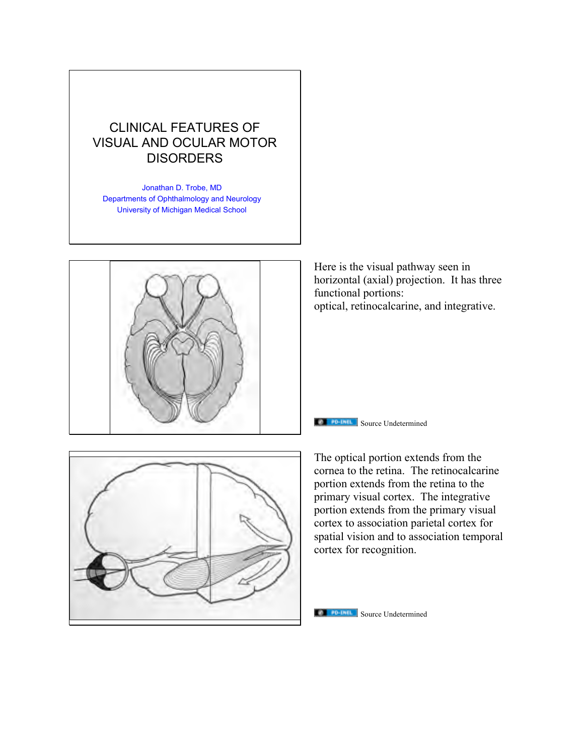# CLINICAL FEATURES OF VISUAL AND OCULAR MOTOR DISORDERS

Jonathan D. Trobe, MD
Departments of Ophthalmology and Neurology
University of Michigan Medical School

Here is the visual pathway seen in horizontal (axial) projection. It has three functional portions:
optical, retinocalcarine, and integrative.

Source Undetermined

The optical portion extends from the cornea to the retina. The retinocalcarine portion extends from the retina to the primary visual cortex. The integrative portion extends from the primary visual cortex to association parietal cortex for spatial vision and to association temporal cortex for recognition.

Source Undetermined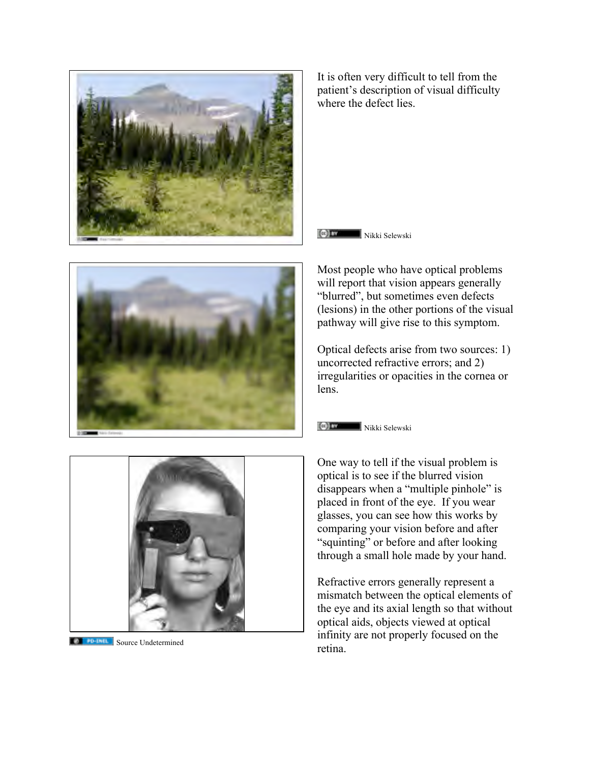It is often very difficult to tell from the patient's description of visual difficulty where the defect lies.

Nikki Selewski

Most people who have optical problems will report that vision appears generally "blurred", but sometimes even defects (lesions) in the other portions of the visual pathway will give rise to this symptom.

Optical defects arise from two sources: 1) uncorrected refractive errors; and 2) irregularities or opacities in the cornea or lens.

Nikki Selewski

One way to tell if the visual problem is optical is to see if the blurred vision disappears when a "multiple pinhole" is placed in front of the eye. If you wear glasses, you can see how this works by comparing your vision before and after "squinting" or before and after looking through a small hole made by your hand.

Refractive errors generally represent a mismatch between the optical elements of the eye and its axial length so that without optical aids, objects viewed at optical infinity are not properly focused on the retina.

Source Undetermined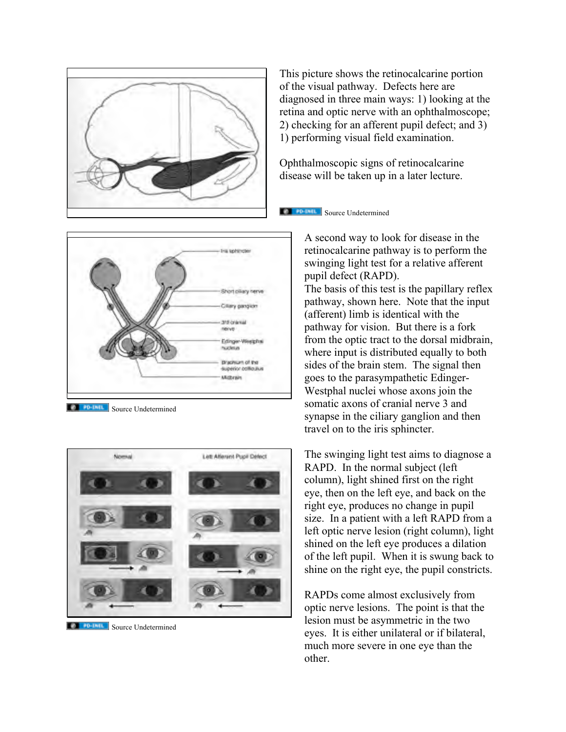This picture shows the retinocalcarine portion of the visual pathway. Defects here are diagnosed in three main ways: 1) looking at the retina and optic nerve with an ophthalmoscope; 2) checking for an afferent pupil defect; and 3) 1) performing visual field examination.

Ophthalmoscopic signs of retinocalcarine disease will be taken up in a later lecture.

Source Undetermined

A second way to look for disease in the retinocalcarine pathway is to perform the swinging light test for a relative afferent pupil defect (RAPD).

The basis of this test is the papillary reflex pathway, shown here. Note that the input (afferent) limb is identical with the pathway for vision. But there is a fork from the optic tract to the dorsal midbrain, where input is distributed equally to both sides of the brain stem. The signal then goes to the parasympathetic Edinger-Westphal nuclei whose axons join the somatic axons of cranial nerve 3 and synapse in the ciliary ganglion and then travel on to the iris sphincter.

Source Undetermined

The swinging light test aims to diagnose a RAPD. In the normal subject (left column), light shined first on the right eye, then on the left eye, and back on the right eye, produces no change in pupil size. In a patient with a left RAPD from a left optic nerve lesion (right column), light shined on the left eye produces a dilation of the left pupil. When it is swung back to shine on the right eye, the pupil constricts.

Source Undetermined

RAPDs come almost exclusively from optic nerve lesions. The point is that the lesion must be asymmetric in the two eyes. It is either unilateral or if bilateral, much more severe in one eye than the other.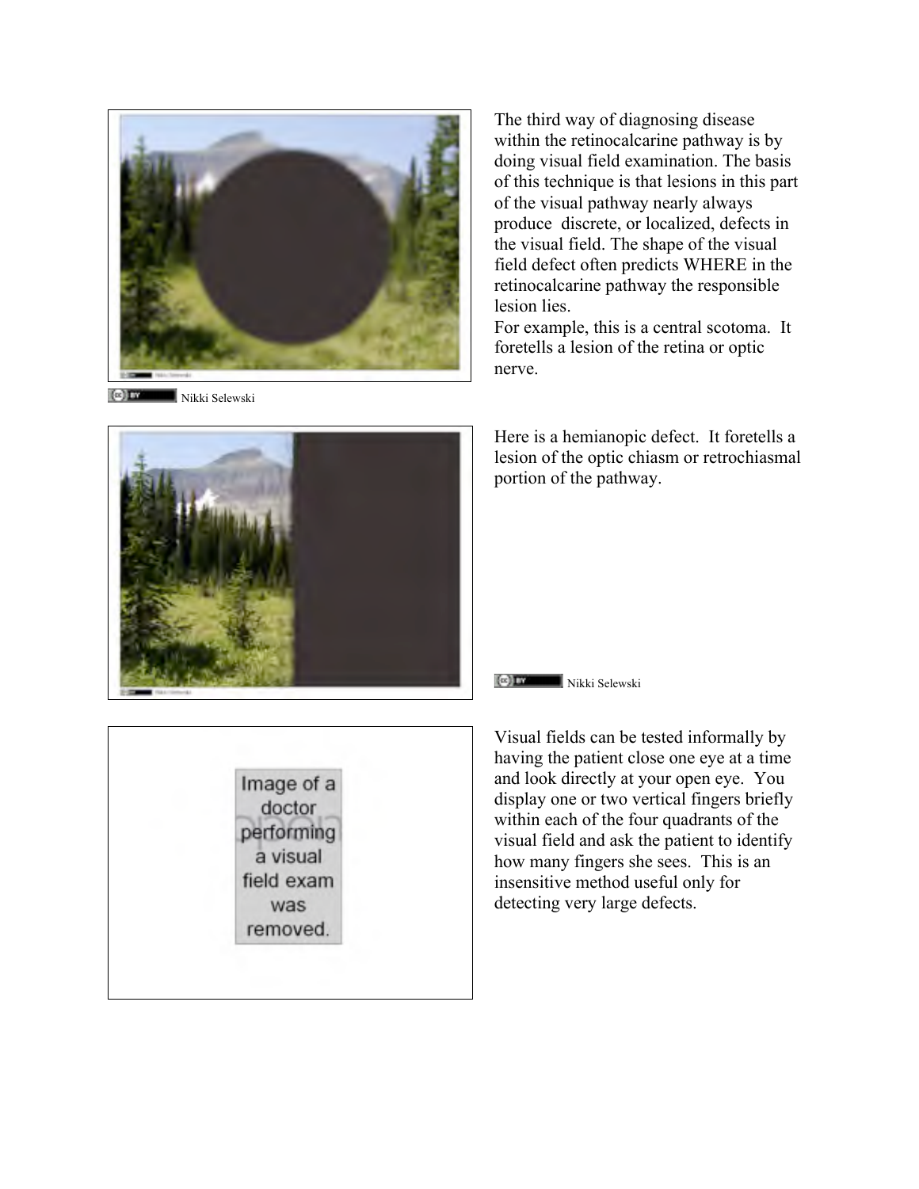Nikki Selewski

The third way of diagnosing disease within the retinocalcarine pathway is by doing visual field examination. The basis of this technique is that lesions in this part of the visual pathway nearly always produce discrete, or localized, defects in the visual field. The shape of the visual field defect often predicts WHERE in the retinocalcarine pathway the responsible lesion lies.
For example, this is a central scotoma. It foretells a lesion of the retina or optic nerve.

Here is a hemianopic defect. It foretells a lesion of the optic chiasm or retrochiasmal portion of the pathway.

Nikki Selewski

Image of a doctor performing a visual field exam was removed.

Visual fields can be tested informally by having the patient close one eye at a time and look directly at your open eye. You display one or two vertical fingers briefly within each of the four quadrants of the visual field and ask the patient to identify how many fingers she sees. This is an insensitive method useful only for detecting very large defects.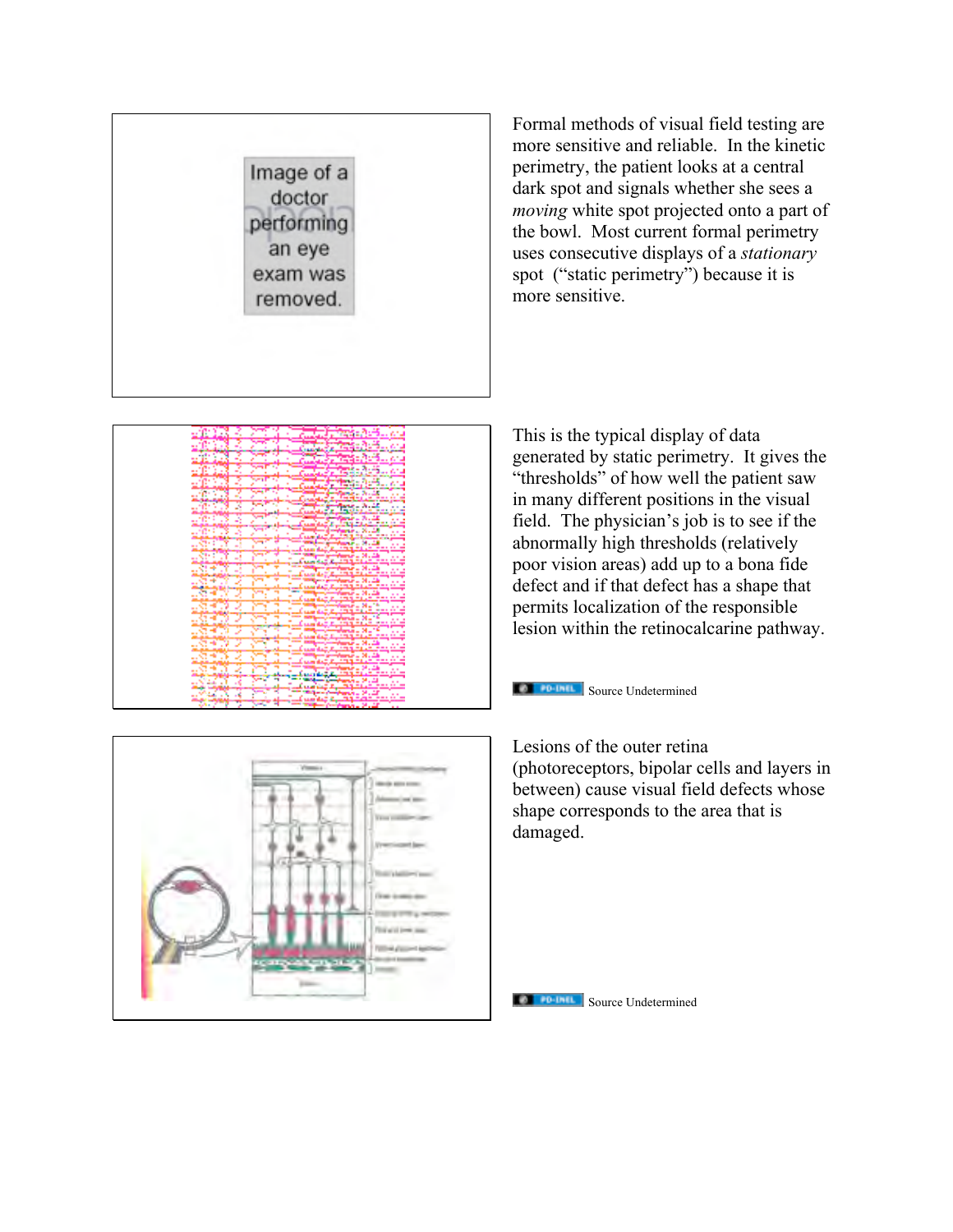Image of a doctor performing an eye exam was removed.

Formal methods of visual field testing are more sensitive and reliable. In the kinetic perimetry, the patient looks at a central dark spot and signals whether she sees a *moving* white spot projected onto a part of the bowl. Most current formal perimetry uses consecutive displays of a *stationary* spot ("static perimetry") because it is more sensitive.

This is the typical display of data generated by static perimetry. It gives the "thresholds" of how well the patient saw in many different positions in the visual field. The physician's job is to see if the abnormally high thresholds (relatively poor vision areas) add up to a bona fide defect and if that defect has a shape that permits localization of the responsible lesion within the retinocalcarine pathway.

Source Undetermined

Lesions of the outer retina (photoreceptors, bipolar cells and layers in between) cause visual field defects whose shape corresponds to the area that is damaged.

Source Undetermined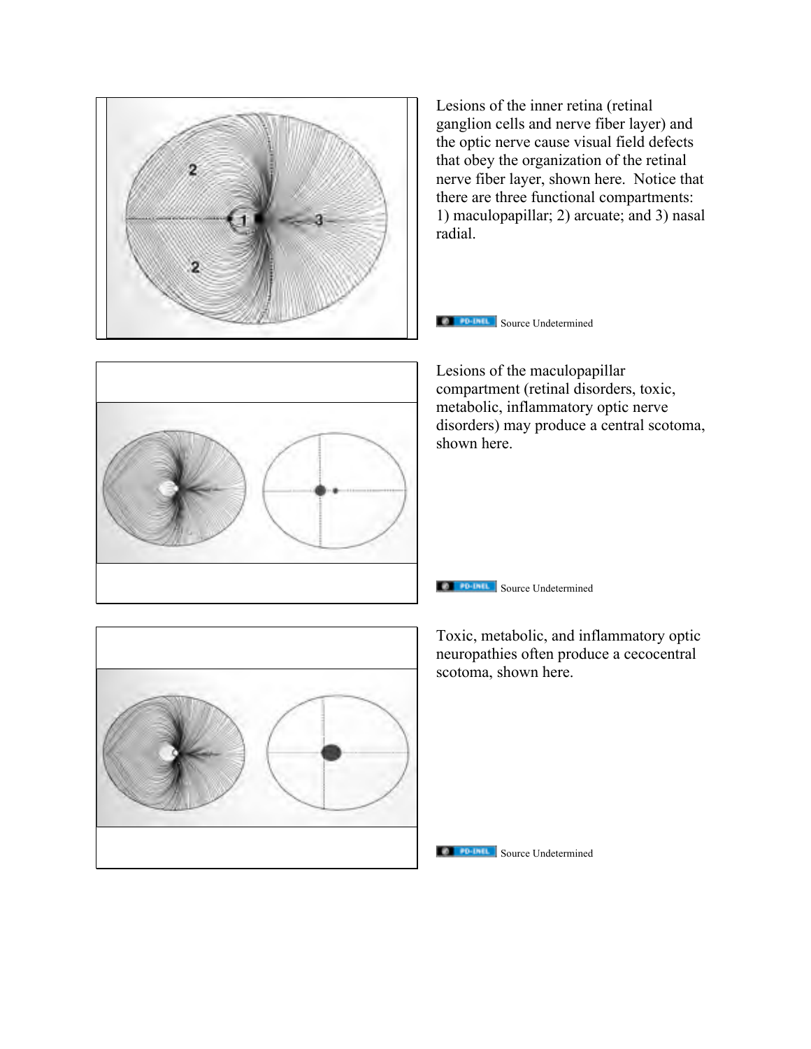Lesions of the inner retina (retinal ganglion cells and nerve fiber layer) and the optic nerve cause visual field defects that obey the organization of the retinal nerve fiber layer, shown here. Notice that there are three functional compartments: 1) maculopapillar; 2) arcuate; and 3) nasal radial.

PD-INEL Source Undetermined

Lesions of the maculopapillar compartment (retinal disorders, toxic, metabolic, inflammatory optic nerve disorders) may produce a central scotoma, shown here.

PD-INEL Source Undetermined

Toxic, metabolic, and inflammatory optic neuropathies often produce a cecocentral scotoma, shown here.

PD-INEL Source Undetermined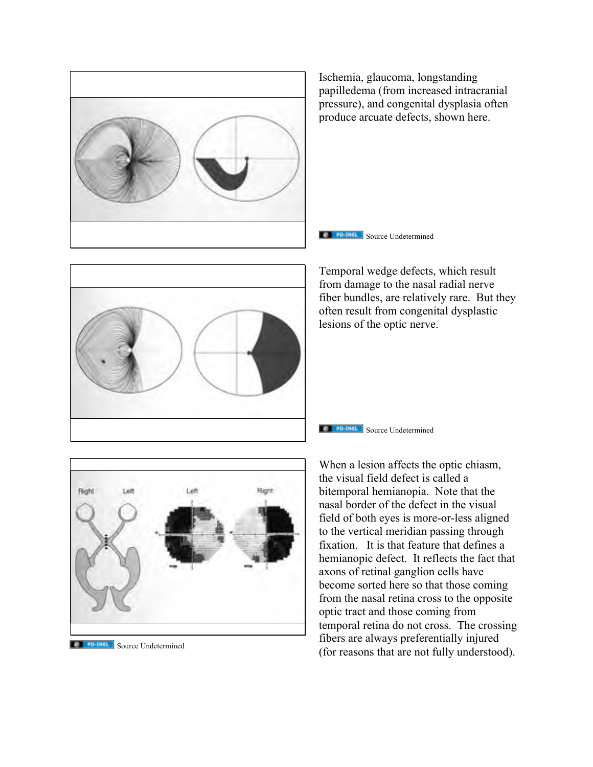Ischemia, glaucoma, longstanding papilledema (from increased intracranial pressure), and congenital dysplasia often produce arcuate defects, shown here.

PD-INEL Source Undetermined

Temporal wedge defects, which result from damage to the nasal radial nerve fiber bundles, are relatively rare. But they often result from congenital dysplastic lesions of the optic nerve.

PD-INEL Source Undetermined

PD-INEL Source Undetermined

When a lesion affects the optic chiasm, the visual field defect is called a bitemporal hemianopia. Note that the nasal border of the defect in the visual field of both eyes is more-or-less aligned to the vertical meridian passing through fixation. It is that feature that defines a hemianopic defect. It reflects the fact that axons of retinal ganglion cells have become sorted here so that those coming from the nasal retina cross to the opposite optic tract and those coming from temporal retina do not cross. The crossing fibers are always preferentially injured (for reasons that are not fully understood).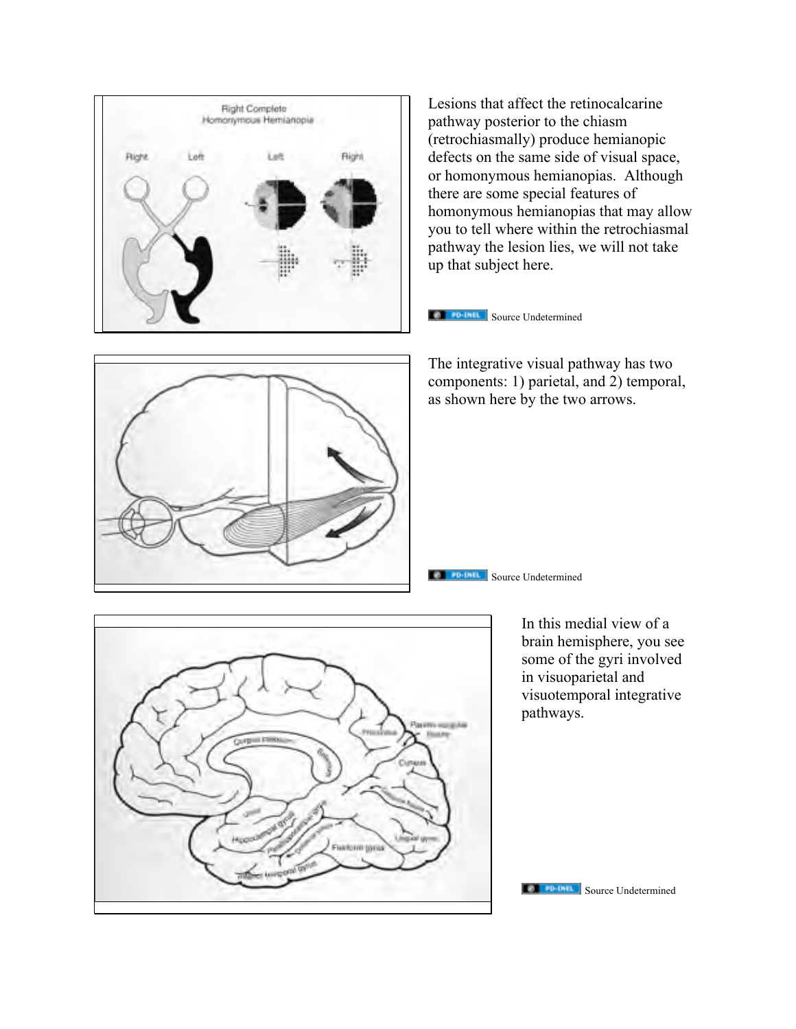Lesions that affect the retinocalcarine pathway posterior to the chiasm (retrochiasmally) produce hemianopic defects on the same side of visual space, or homonymous hemianopias. Although there are some special features of homonymous hemianopias that may allow you to tell where within the retrochiasmal pathway the lesion lies, we will not take up that subject here.

PD-INEL Source Undetermined

The integrative visual pathway has two components: 1) parietal, and 2) temporal, as shown here by the two arrows.

PD-INEL Source Undetermined

In this medial view of a brain hemisphere, you see some of the gyri involved in visuoparietal and visuotemporal integrative pathways.

PD-INEL Source Undetermined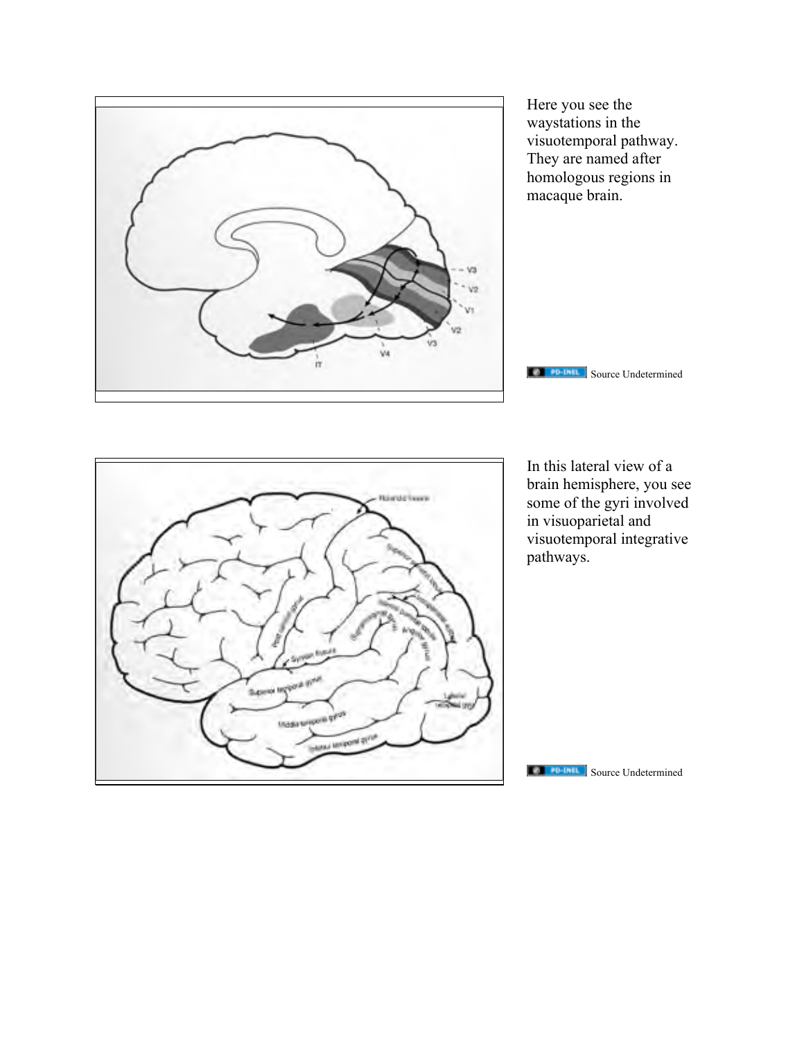Here you see the waystations in the visuotemporal pathway. They are named after homologous regions in macaque brain.

PD-INEL Source Undetermined

In this lateral view of a brain hemisphere, you see some of the gyri involved in visuoparietal and visuotemporal integrative pathways.

PD-INEL Source Undetermined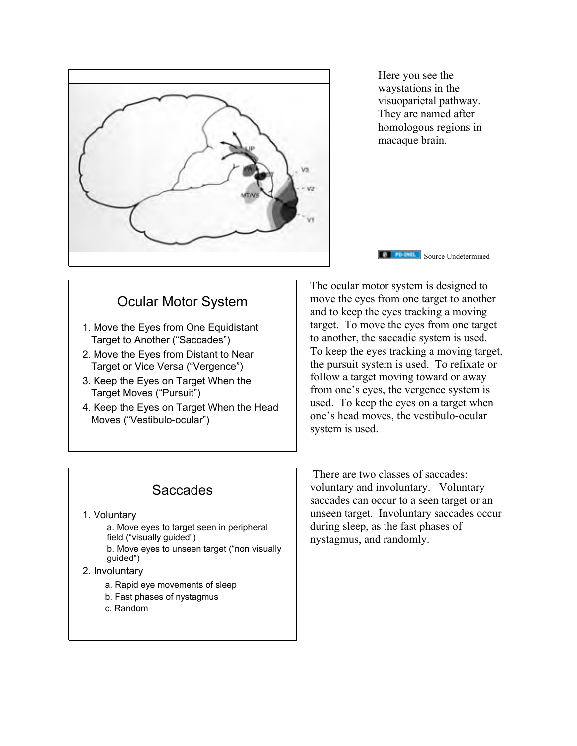Here you see the waystations in the visuoparietal pathway. They are named after homologous regions in macaque brain.

Source Undetermined

## Ocular Motor System

1. Move the Eyes from One Equidistant Target to Another ("Saccades")
2. Move the Eyes from Distant to Near Target or Vice Versa ("Vergence")
3. Keep the Eyes on Target When the Target Moves ("Pursuit")
4. Keep the Eyes on Target When the Head Moves ("Vestibulo-ocular")

The ocular motor system is designed to move the eyes from one target to another and to keep the eyes tracking a moving target. To move the eyes from one target to another, the saccadic system is used. To keep the eyes tracking a moving target, the pursuit system is used. To refixate or follow a target moving toward or away from one's eyes, the vergence system is used. To keep the eyes on a target when one's head moves, the vestibulo-ocular system is used.

## Saccades

1. Voluntary
   - a. Move eyes to target seen in peripheral field ("visually guided")
   - b. Move eyes to unseen target ("non visually guided")
2. Involuntary
   - a. Rapid eye movements of sleep
   - b. Fast phases of nystagmus
   - c. Random

There are two classes of saccades: voluntary and involuntary. Voluntary saccades can occur to a seen target or an unseen target. Involuntary saccades occur during sleep, as the fast phases of nystagmus, and randomly.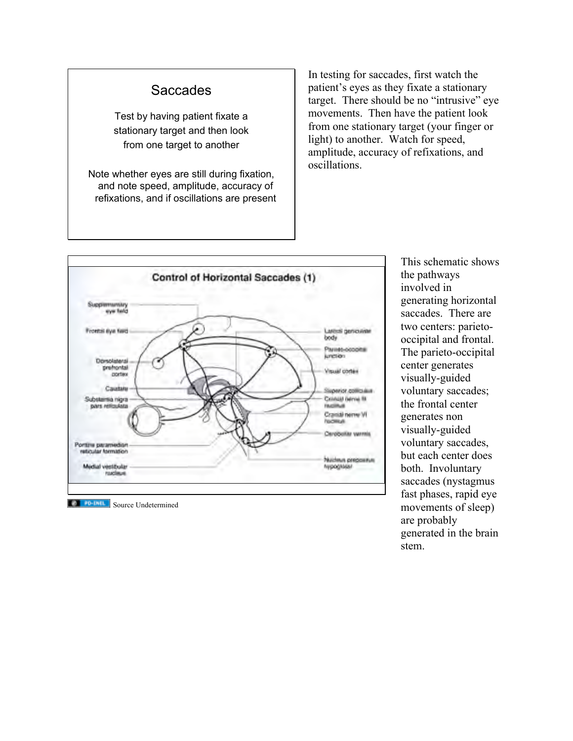## Saccades

Test by having patient fixate a stationary target and then look from one target to another

Note whether eyes are still during fixation, and note speed, amplitude, accuracy of refixations, and if oscillations are present

In testing for saccades, first watch the patient's eyes as they fixate a stationary target. There should be no "intrusive" eye movements. Then have the patient look from one stationary target (your finger or light) to another. Watch for speed, amplitude, accuracy of refixations, and oscillations.

### Control of Horizontal Saccades (1)

Supplementary eye field; Frontal eye field; Dorsolateral prefrontal cortex; Caudate; Substantia nigra pars reticulata; Pontine paramedian reticular formation; Medial vestibular nucleus; Lateral geniculate body; Parieto-occipital junction; Visual cortex; Superior colliculus; Cranial nerve III nucleus; Cranial nerve VI nucleus; Cerebellar vermis; Nucleus prepositus hypoglossi

Source Undetermined

This schematic shows the pathways involved in generating horizontal saccades. There are two centers: parieto-occipital and frontal. The parieto-occipital center generates visually-guided voluntary saccades; the frontal center generates non visually-guided voluntary saccades, but each center does both. Involuntary saccades (nystagmus fast phases, rapid eye movements of sleep) are probably generated in the brain stem.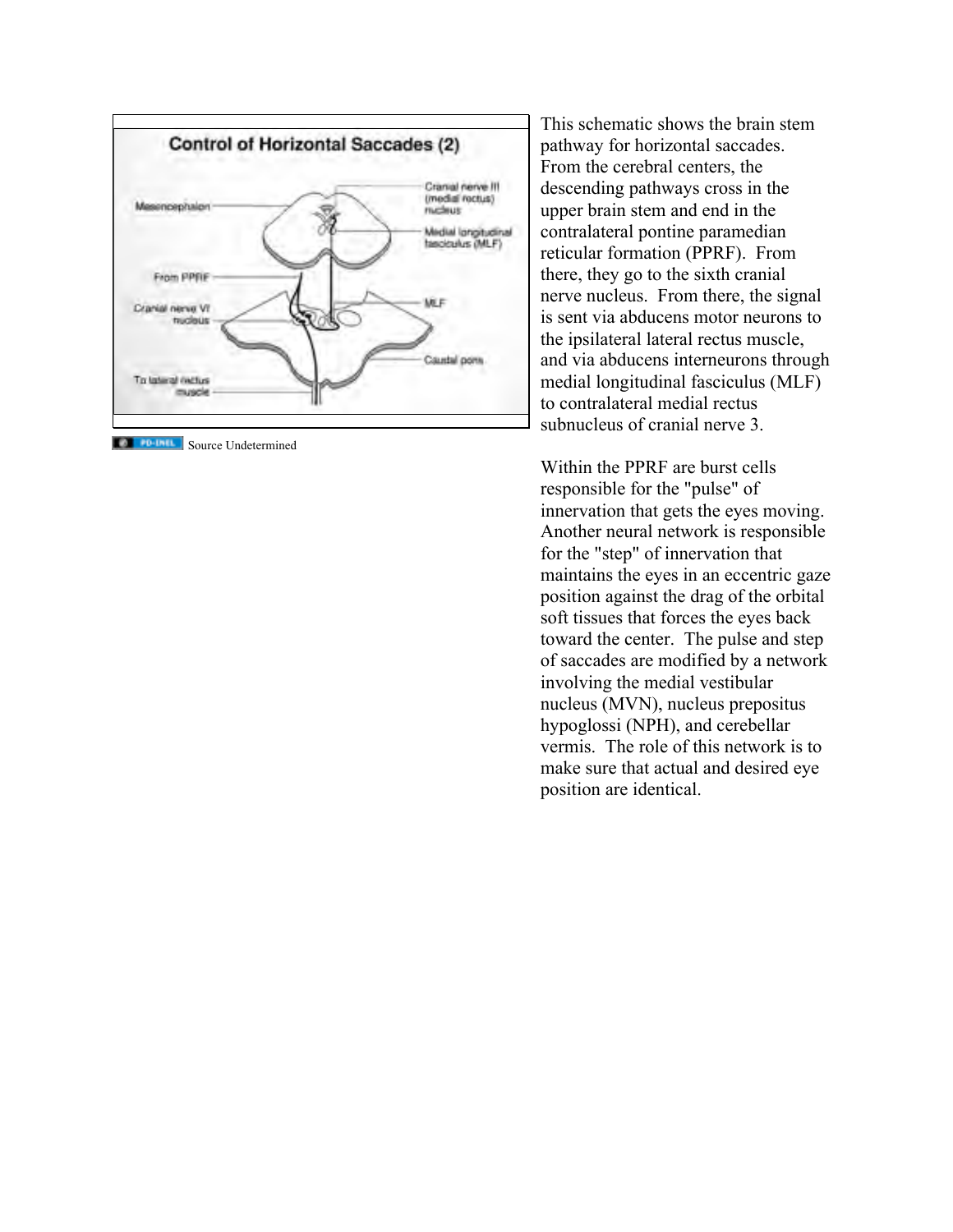Source Undetermined

This schematic shows the brain stem pathway for horizontal saccades. From the cerebral centers, the descending pathways cross in the upper brain stem and end in the contralateral pontine paramedian reticular formation (PPRF). From there, they go to the sixth cranial nerve nucleus. From there, the signal is sent via abducens motor neurons to the ipsilateral lateral rectus muscle, and via abducens interneurons through medial longitudinal fasciculus (MLF) to contralateral medial rectus subnucleus of cranial nerve 3.

Within the PPRF are burst cells responsible for the "pulse" of innervation that gets the eyes moving. Another neural network is responsible for the "step" of innervation that maintains the eyes in an eccentric gaze position against the drag of the orbital soft tissues that forces the eyes back toward the center. The pulse and step of saccades are modified by a network involving the medial vestibular nucleus (MVN), nucleus prepositus hypoglossi (NPH), and cerebellar vermis. The role of this network is to make sure that actual and desired eye position are identical.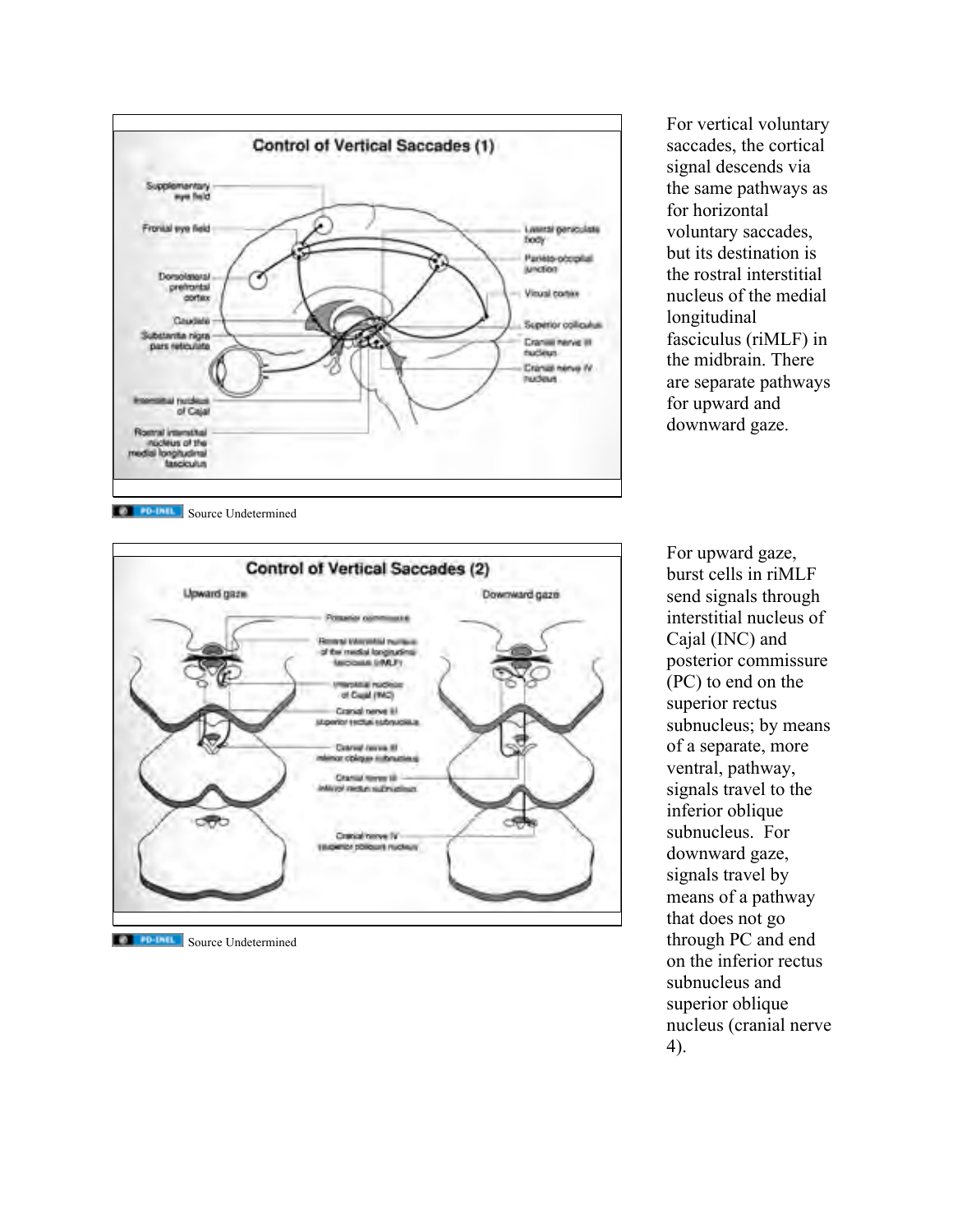Source Undetermined

For vertical voluntary saccades, the cortical signal descends via the same pathways as for horizontal voluntary saccades, but its destination is the rostral interstitial nucleus of the medial longitudinal fasciculus (riMLF) in the midbrain. There are separate pathways for upward and downward gaze.

Source Undetermined

For upward gaze, burst cells in riMLF send signals through interstitial nucleus of Cajal (INC) and posterior commissure (PC) to end on the superior rectus subnucleus; by means of a separate, more ventral, pathway, signals travel to the inferior oblique subnucleus. For downward gaze, signals travel by means of a pathway that does not go through PC and end on the inferior rectus subnucleus and superior oblique nucleus (cranial nerve 4).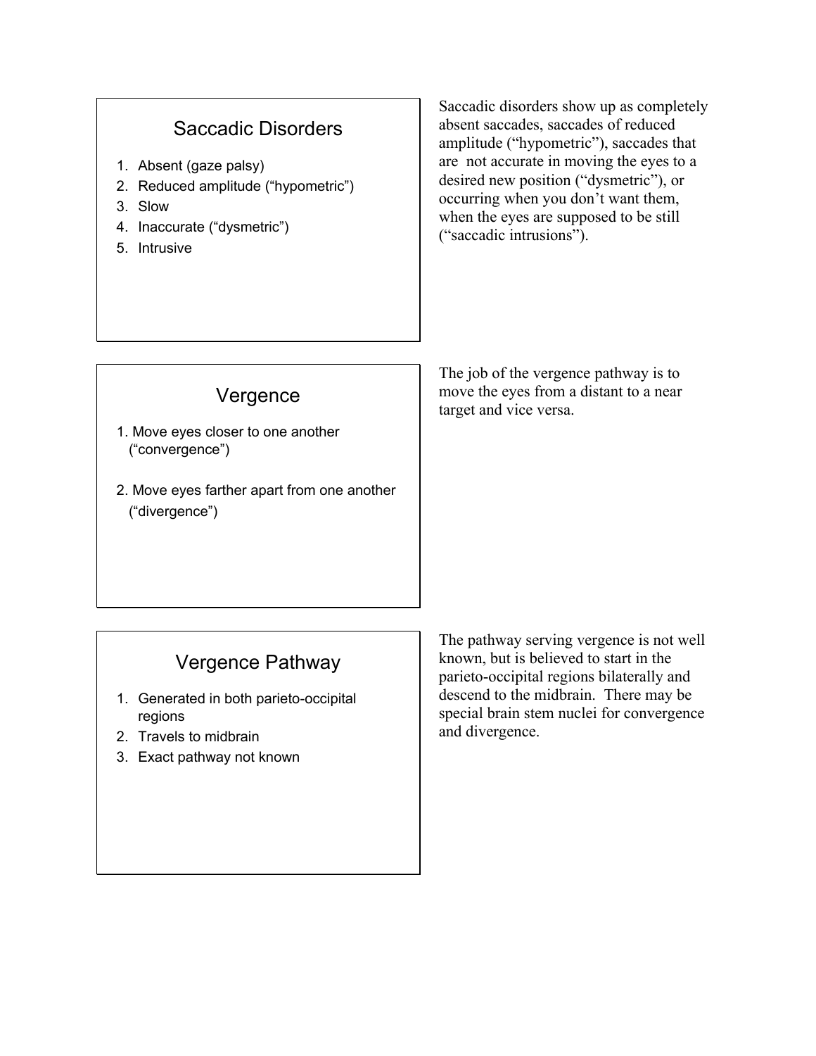## Saccadic Disorders

1. Absent (gaze palsy)
2. Reduced amplitude ("hypometric")
3. Slow
4. Inaccurate ("dysmetric")
5. Intrusive

Saccadic disorders show up as completely absent saccades, saccades of reduced amplitude ("hypometric"), saccades that are not accurate in moving the eyes to a desired new position ("dysmetric"), or occurring when you don't want them, when the eyes are supposed to be still ("saccadic intrusions").

## Vergence

1. Move eyes closer to one another ("convergence")
2. Move eyes farther apart from one another ("divergence")

The job of the vergence pathway is to move the eyes from a distant to a near target and vice versa.

## Vergence Pathway

1. Generated in both parieto-occipital regions
2. Travels to midbrain
3. Exact pathway not known

The pathway serving vergence is not well known, but is believed to start in the parieto-occipital regions bilaterally and descend to the midbrain. There may be special brain stem nuclei for convergence and divergence.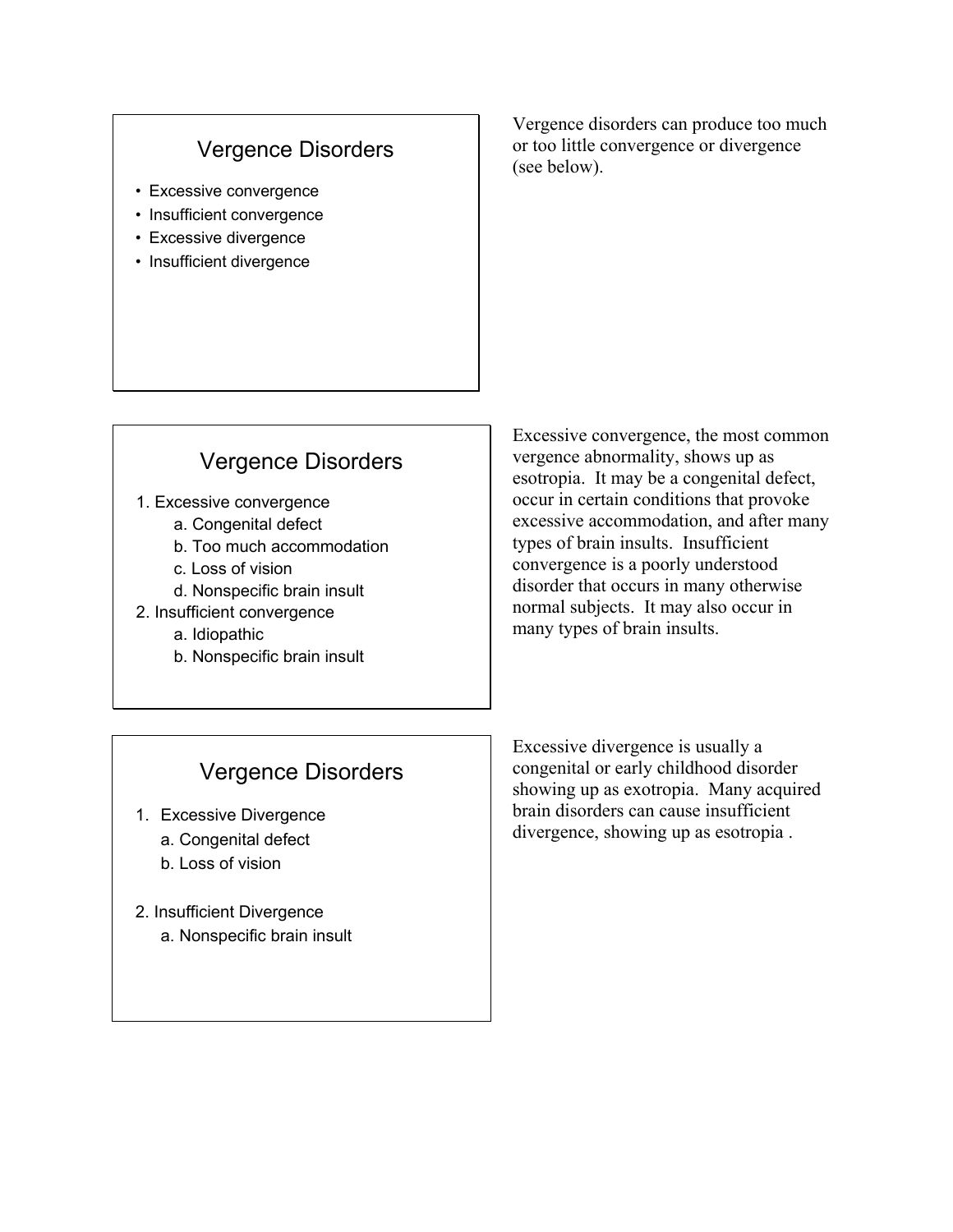## Vergence Disorders

- Excessive convergence
- Insufficient convergence
- Excessive divergence
- Insufficient divergence

Vergence disorders can produce too much or too little convergence or divergence (see below).

## Vergence Disorders

1. Excessive convergence
   a. Congenital defect
   b. Too much accommodation
   c. Loss of vision
   d. Nonspecific brain insult
2. Insufficient convergence
   a. Idiopathic
   b. Nonspecific brain insult

Excessive convergence, the most common vergence abnormality, shows up as esotropia. It may be a congenital defect, occur in certain conditions that provoke excessive accommodation, and after many types of brain insults. Insufficient convergence is a poorly understood disorder that occurs in many otherwise normal subjects. It may also occur in many types of brain insults.

## Vergence Disorders

1. Excessive Divergence
   a. Congenital defect
   b. Loss of vision

2. Insufficient Divergence
   a. Nonspecific brain insult

Excessive divergence is usually a congenital or early childhood disorder showing up as exotropia. Many acquired brain disorders can cause insufficient divergence, showing up as esotropia .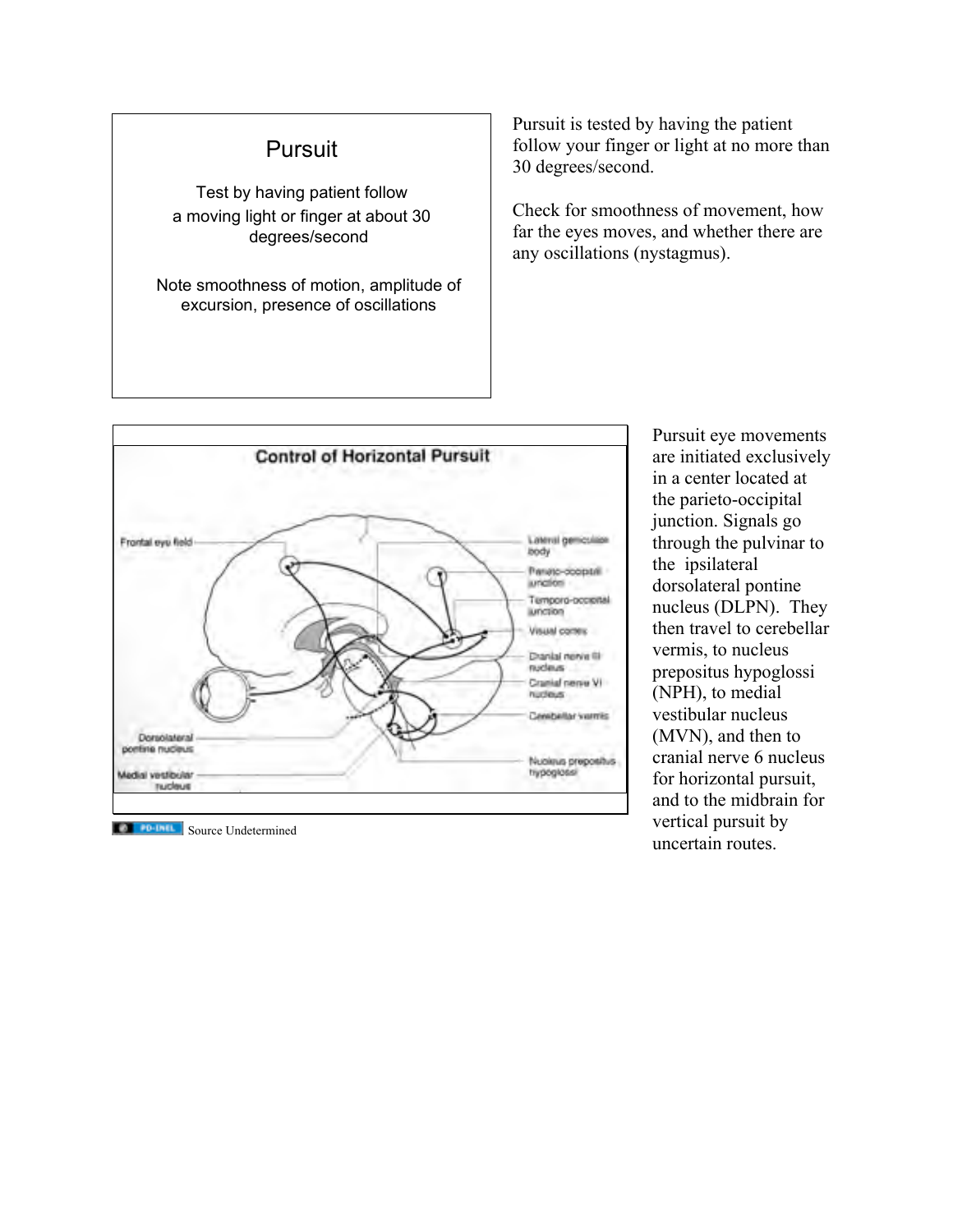## Pursuit

Test by having patient follow a moving light or finger at about 30 degrees/second

Note smoothness of motion, amplitude of excursion, presence of oscillations

Pursuit is tested by having the patient follow your finger or light at no more than 30 degrees/second.

Check for smoothness of movement, how far the eyes moves, and whether there are any oscillations (nystagmus).

**Control of Horizontal Pursuit**

Frontal eye field

Lateral geniculate body

Parieto-occipital junction

Temporo-occipital junction

Visual cortex

Cranial nerve III nucleus

Cranial nerve VI nucleus

Cerebellar vermis

Nucleus prepositus hypoglossi

Dorsolateral pontine nucleus

Medial vestibular nucleus

Source Undetermined

Pursuit eye movements are initiated exclusively in a center located at the parieto-occipital junction. Signals go through the pulvinar to the ipsilateral dorsolateral pontine nucleus (DLPN). They then travel to cerebellar vermis, to nucleus prepositus hypoglossi (NPH), to medial vestibular nucleus (MVN), and then to cranial nerve 6 nucleus for horizontal pursuit, and to the midbrain for vertical pursuit by uncertain routes.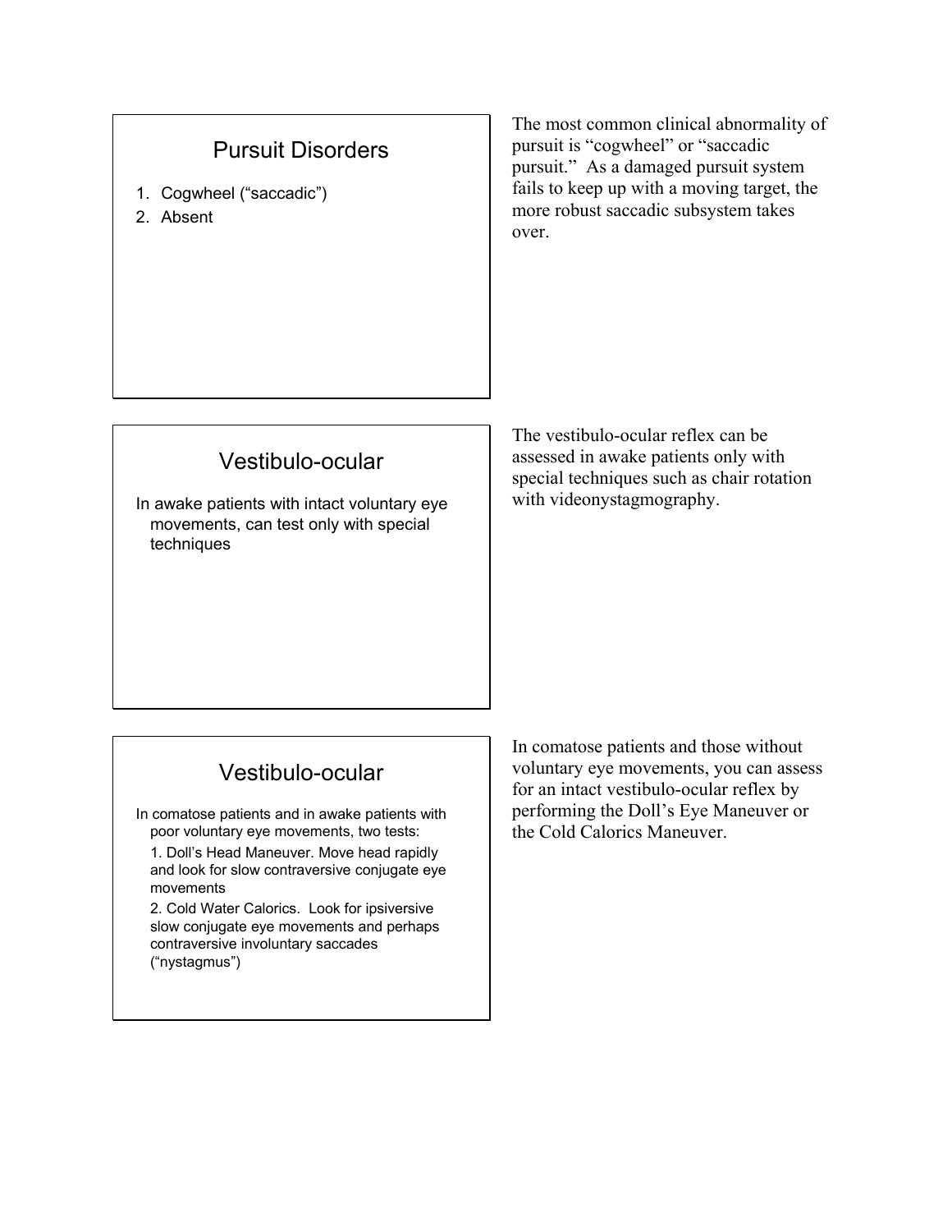## Pursuit Disorders

1. Cogwheel (“saccadic”)
2. Absent

The most common clinical abnormality of pursuit is “cogwheel” or “saccadic pursuit.” As a damaged pursuit system fails to keep up with a moving target, the more robust saccadic subsystem takes over.

## Vestibulo-ocular

In awake patients with intact voluntary eye movements, can test only with special techniques

The vestibulo-ocular reflex can be assessed in awake patients only with special techniques such as chair rotation with videonystagmography.

## Vestibulo-ocular

In comatose patients and in awake patients with poor voluntary eye movements, two tests:

1. Doll’s Head Maneuver. Move head rapidly and look for slow contraversive conjugate eye movements
2. Cold Water Calorics. Look for ipsiversive slow conjugate eye movements and perhaps contraversive involuntary saccades (“nystagmus”)

In comatose patients and those without voluntary eye movements, you can assess for an intact vestibulo-ocular reflex by performing the Doll’s Eye Maneuver or the Cold Calorics Maneuver.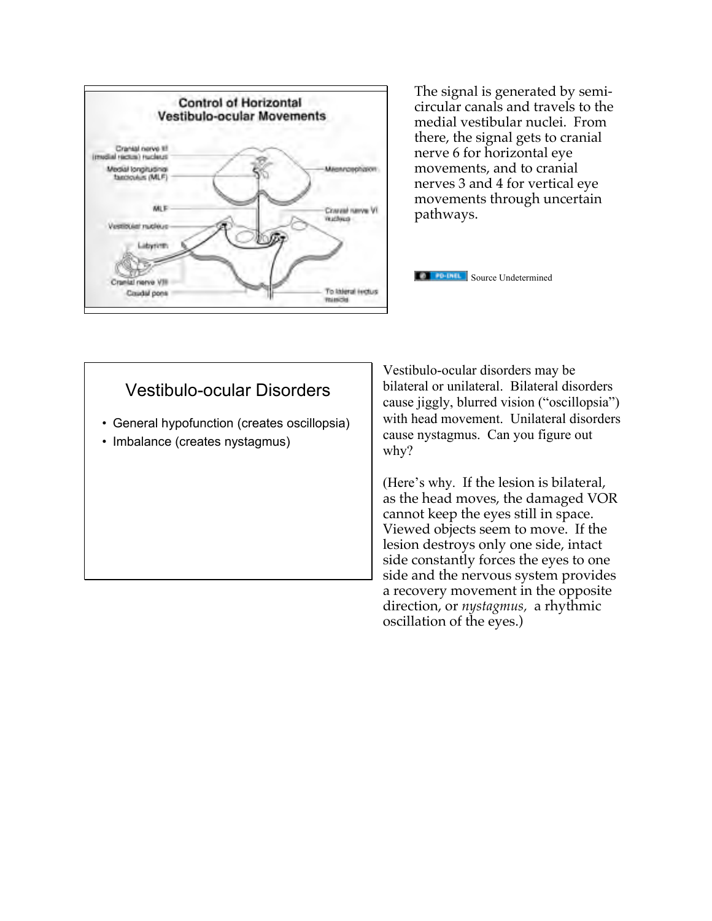## Control of Horizontal Vestibulo-ocular Movements

Cranial nerve III (medial rectus) nucleus

Medial longitudinal fasciculus (MLF)

MLF

Vestibular nucleus

Labyrinth

Cranial nerve VIII

Caudal pons

Mesencephalon

Cranial nerve VI nucleus

To lateral rectus muscle

The signal is generated by semi-circular canals and travels to the medial vestibular nuclei. From there, the signal gets to cranial nerve 6 for horizontal eye movements, and to cranial nerves 3 and 4 for vertical eye movements through uncertain pathways.

PD-INEL Source Undetermined

## Vestibulo-ocular Disorders

- General hypofunction (creates oscillopsia)
- Imbalance (creates nystagmus)

Vestibulo-ocular disorders may be bilateral or unilateral. Bilateral disorders cause jiggly, blurred vision ("oscillopsia") with head movement. Unilateral disorders cause nystagmus. Can you figure out why?

(Here's why. If the lesion is bilateral, as the head moves, the damaged VOR cannot keep the eyes still in space. Viewed objects seem to move. If the lesion destroys only one side, intact side constantly forces the eyes to one side and the nervous system provides a recovery movement in the opposite direction, or *nystagmus*, a rhythmic oscillation of the eyes.)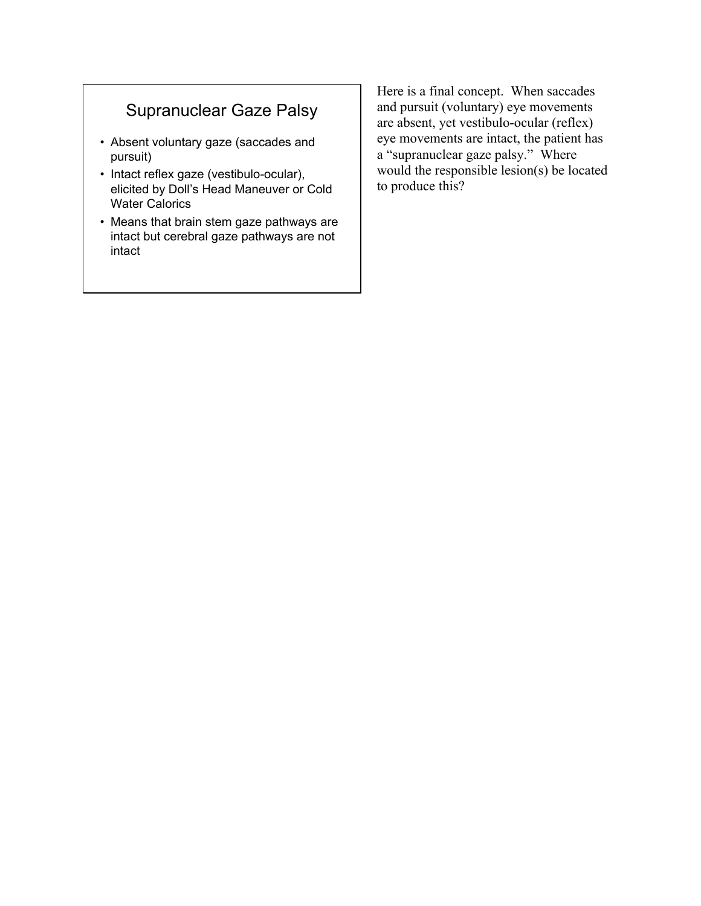## Supranuclear Gaze Palsy

- Absent voluntary gaze (saccades and pursuit)
- Intact reflex gaze (vestibulo-ocular), elicited by Doll's Head Maneuver or Cold Water Calorics
- Means that brain stem gaze pathways are intact but cerebral gaze pathways are not intact

Here is a final concept. When saccades and pursuit (voluntary) eye movements are absent, yet vestibulo-ocular (reflex) eye movements are intact, the patient has a "supranuclear gaze palsy." Where would the responsible lesion(s) be located to produce this?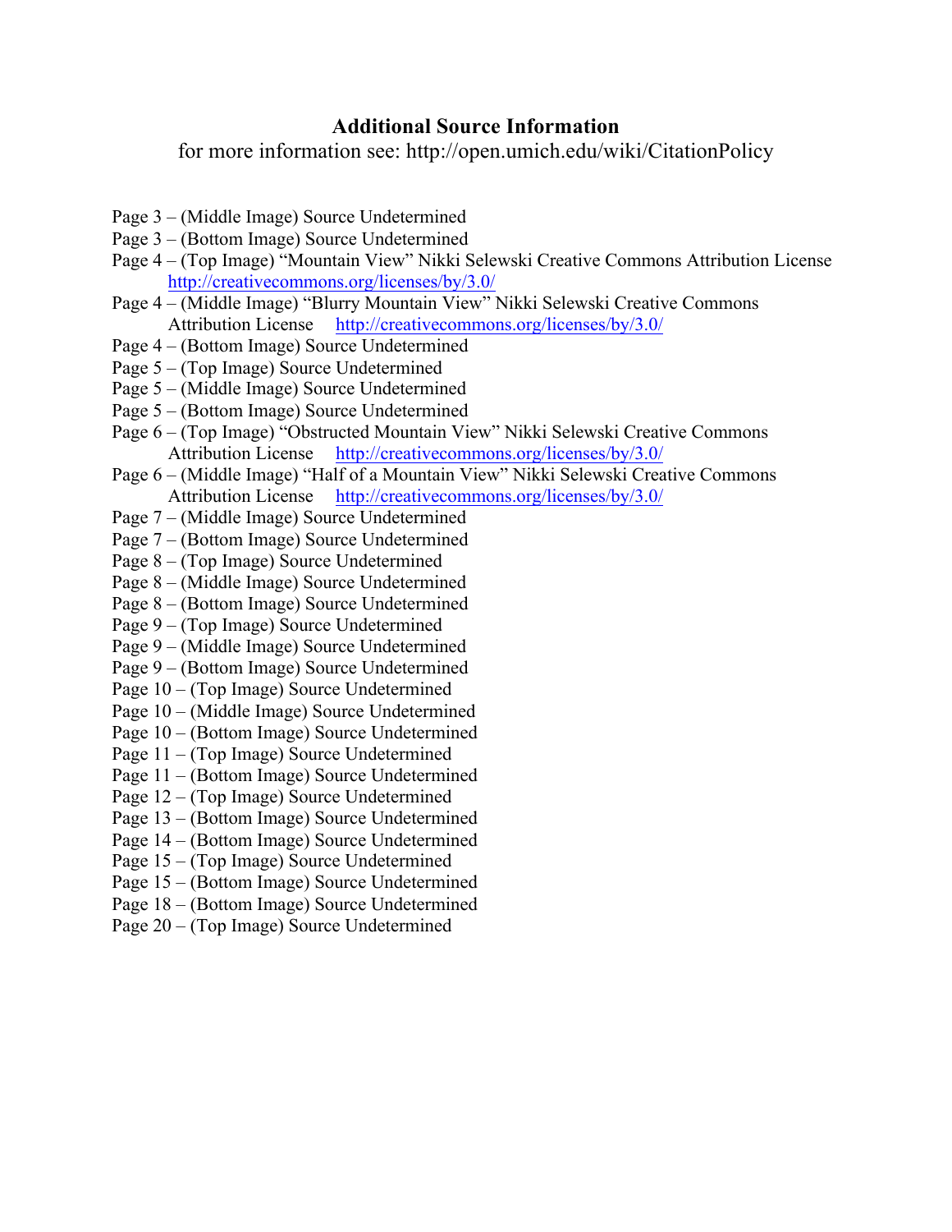## Additional Source Information

for more information see: http://open.umich.edu/wiki/CitationPolicy

Page 3 – (Middle Image) Source Undetermined
Page 3 – (Bottom Image) Source Undetermined
Page 4 – (Top Image) "Mountain View" Nikki Selewski Creative Commons Attribution License http://creativecommons.org/licenses/by/3.0/
Page 4 – (Middle Image) "Blurry Mountain View" Nikki Selewski Creative Commons Attribution License http://creativecommons.org/licenses/by/3.0/
Page 4 – (Bottom Image) Source Undetermined
Page 5 – (Top Image) Source Undetermined
Page 5 – (Middle Image) Source Undetermined
Page 5 – (Bottom Image) Source Undetermined
Page 6 – (Top Image) "Obstructed Mountain View" Nikki Selewski Creative Commons Attribution License http://creativecommons.org/licenses/by/3.0/
Page 6 – (Middle Image) "Half of a Mountain View" Nikki Selewski Creative Commons Attribution License http://creativecommons.org/licenses/by/3.0/
Page 7 – (Middle Image) Source Undetermined
Page 7 – (Bottom Image) Source Undetermined
Page 8 – (Top Image) Source Undetermined
Page 8 – (Middle Image) Source Undetermined
Page 8 – (Bottom Image) Source Undetermined
Page 9 – (Top Image) Source Undetermined
Page 9 – (Middle Image) Source Undetermined
Page 9 – (Bottom Image) Source Undetermined
Page 10 – (Top Image) Source Undetermined
Page 10 – (Middle Image) Source Undetermined
Page 10 – (Bottom Image) Source Undetermined
Page 11 – (Top Image) Source Undetermined
Page 11 – (Bottom Image) Source Undetermined
Page 12 – (Top Image) Source Undetermined
Page 13 – (Bottom Image) Source Undetermined
Page 14 – (Bottom Image) Source Undetermined
Page 15 – (Top Image) Source Undetermined
Page 15 – (Bottom Image) Source Undetermined
Page 18 – (Bottom Image) Source Undetermined
Page 20 – (Top Image) Source Undetermined